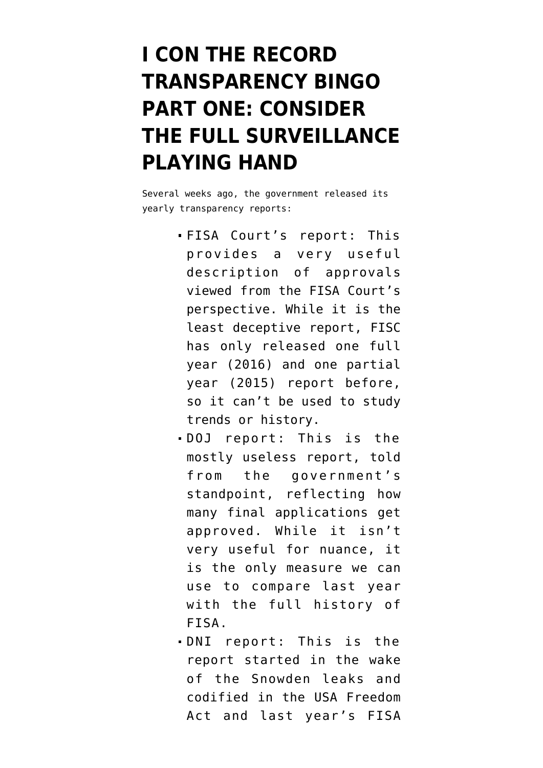# I CON THE RECORD TRANSPARENCY BINGO PART ONE: CONSIDER THE FULL SURVEILLANCE PLAYING HAND

Several weeks ago, the government released its yearly transparency reports:

- FISA Court's report: This provides a very useful description of approvals viewed from the FISA Court's perspective. While it is the least deceptive report, FISC has only released one full year (2016) and one partial year (2015) report before, so it can't be used to study trends or history.
- DOJ report: This is the mostly useless report, told from the government's standpoint, reflecting how many final applications get approved. While it isn't very useful for nuance, it is the only measure we can use to compare last year with the full history of FISA.
- DNI report: This is the report started in the wake of the Snowden leaks and codified in the USA Freedom Act and last year's FISA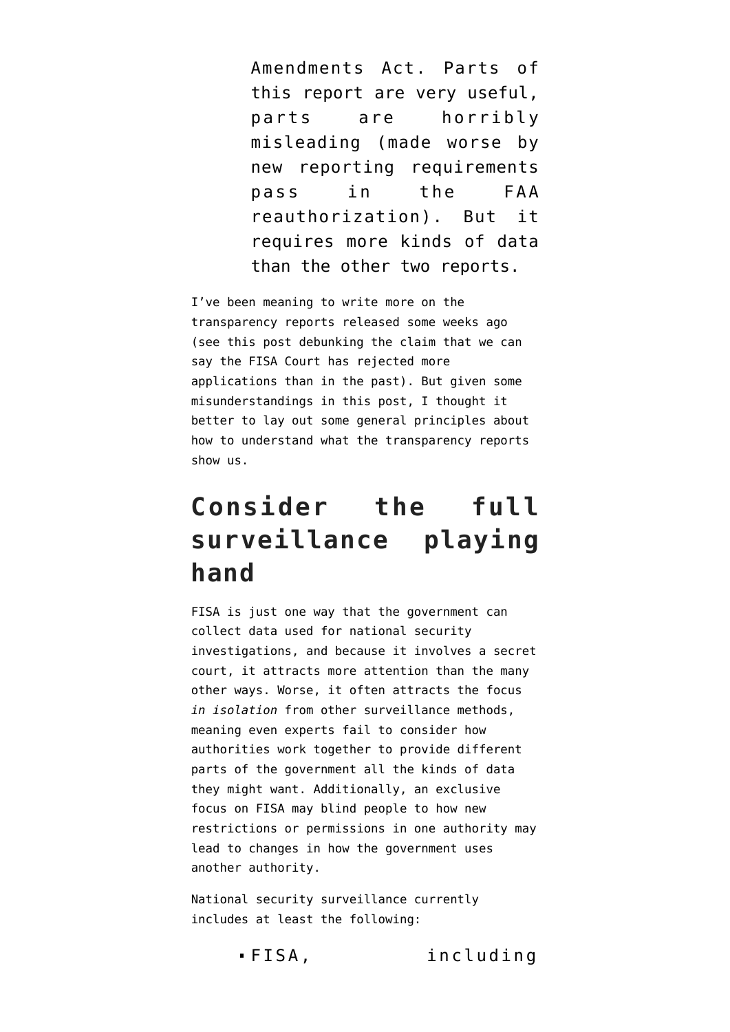Amendments Act. Parts of this report are very useful, parts are horribly misleading (made worse by new reporting requirements pass in the FAA reauthorization). But it requires more kinds of data than the other two reports.

I've been meaning to write more on the transparency reports released some weeks ago (see this post debunking the claim that we can say the FISA Court has rejected more applications than in the past). But given some misunderstandings in this post, I thought it better to lay out some general principles about how to understand what the transparency reports show us.

## Consider the full surveillance playing hand

FISA is just one way that the government can collect data used for national security investigations, and because it involves a secret court, it attracts more attention than the many other ways. Worse, it often attracts the focus *in isolation* from other surveillance methods, meaning even experts fail to consider how authorities work together to provide different parts of the government all the kinds of data they might want. Additionally, an exclusive focus on FISA may blind people to how new restrictions or permissions in one authority may lead to changes in how the government uses another authority.

National security surveillance currently includes at least the following:

- FISA, including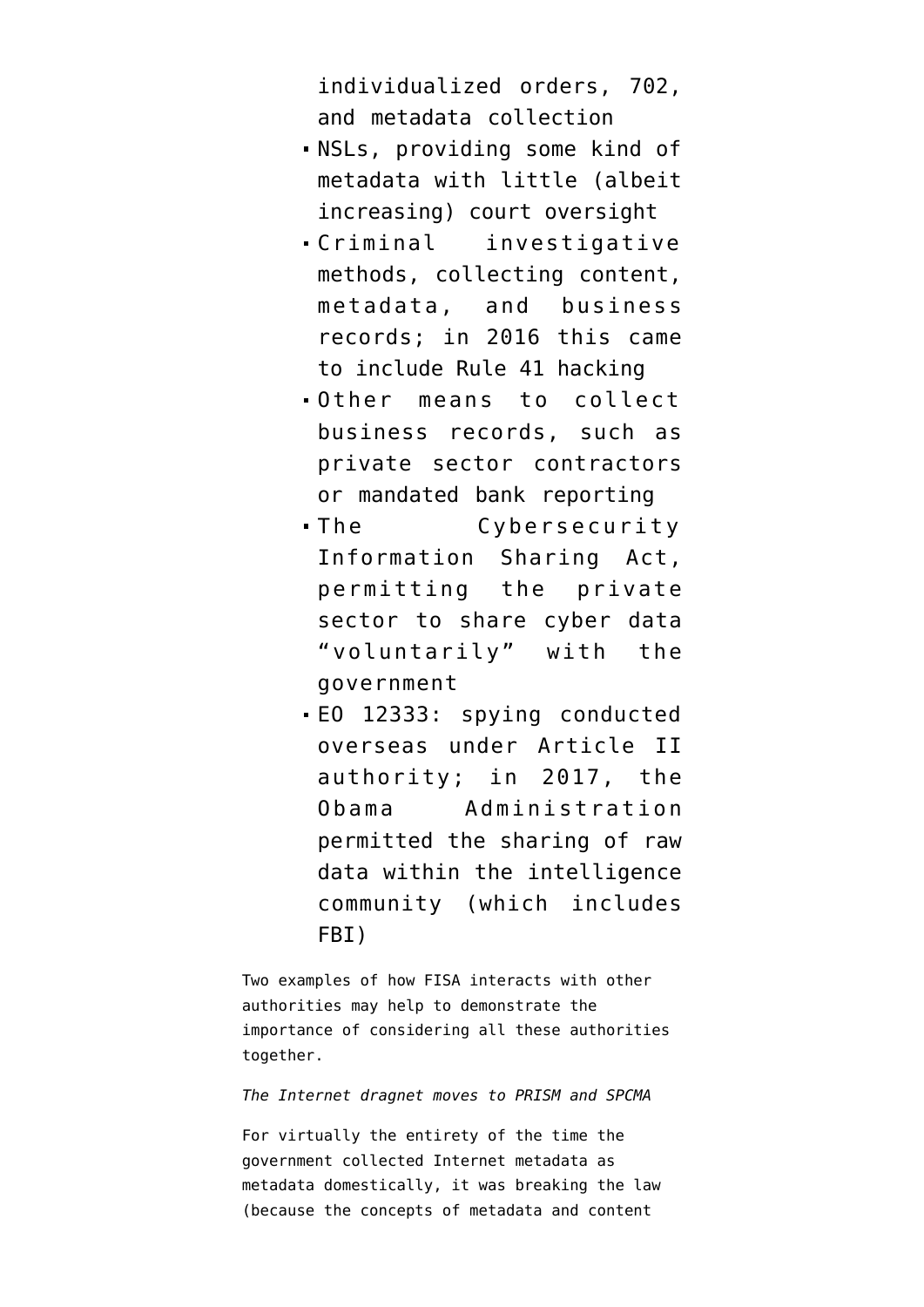individualized orders, 702, and metadata collection

- NSLs, providing some kind of metadata with little (albeit increasing) court oversight
- Criminal investigative methods, collecting content, metadata, and business records; in 2016 this came to include Rule 41 hacking
- Other means to collect business records, such as private sector contractors or mandated bank reporting
- The Cybersecurity Information Sharing Act, permitting the private sector to share cyber data "voluntarily" with the government
- EO 12333: spying conducted overseas under Article II authority; in 2017, the Obama Administration permitted the sharing of raw data within the intelligence community (which includes FBI)

Two examples of how FISA interacts with other authorities may help to demonstrate the importance of considering all these authorities together.

*The Internet dragnet moves to PRISM and SPCMA*

For virtually the entirety of the time the government collected Internet metadata as metadata domestically, it was breaking the law (because the concepts of metadata and content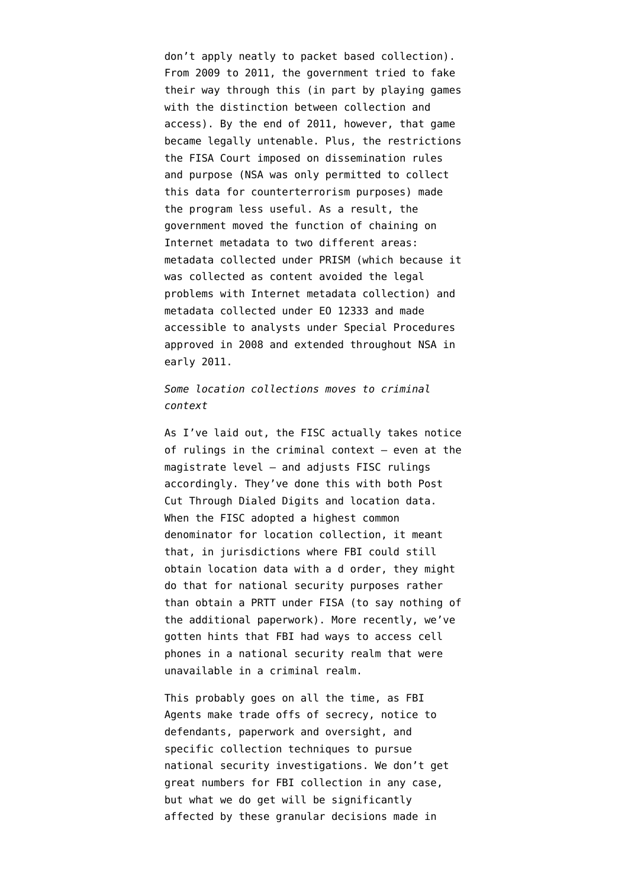don't apply neatly to packet based collection). From 2009 to 2011, the government tried to fake their way through this (in part by playing games with the distinction between collection and access). By the end of 2011, however, that game became legally untenable. Plus, the restrictions the FISA Court imposed on dissemination rules and purpose (NSA was only permitted to collect this data for counterterrorism purposes) made the program less useful. As a result, the government moved the function of chaining on Internet metadata to two different areas: metadata collected under PRISM (which because it was collected as content avoided the legal problems with Internet metadata collection) and metadata collected under EO 12333 and made accessible to analysts under Special Procedures approved in 2008 and extended throughout NSA in early 2011.

*Some location collections moves to criminal context*

As I've laid out, the FISC actually takes notice of rulings in the criminal context — even at the magistrate level — and adjusts FISC rulings accordingly. They've done this with both Post Cut Through Dialed Digits and location data. When the FISC adopted a highest common denominator for location collection, it meant that, in jurisdictions where FBI could still obtain location data with a d order, they might do that for national security purposes rather than obtain a PRTT under FISA (to say nothing of the additional paperwork). More recently, we've gotten hints that FBI had ways to access cell phones in a national security realm that were unavailable in a criminal realm.

This probably goes on all the time, as FBI Agents make trade offs of secrecy, notice to defendants, paperwork and oversight, and specific collection techniques to pursue national security investigations. We don't get great numbers for FBI collection in any case, but what we do get will be significantly affected by these granular decisions made in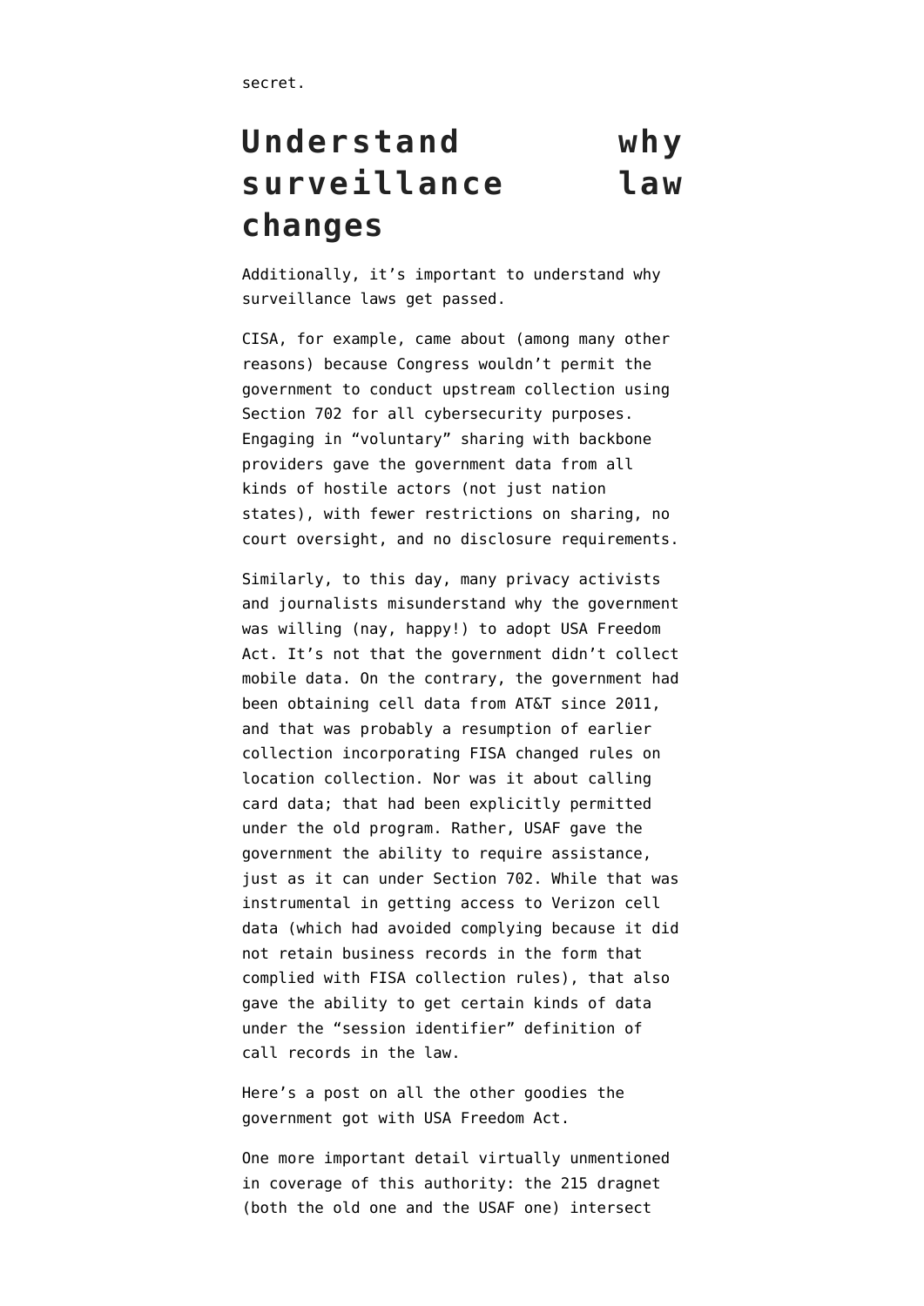secret.

## Understand why surveillance law changes

Additionally, it's important to understand why surveillance laws get passed.

CISA, for example, came about (among many other reasons) because Congress wouldn't permit the government to conduct upstream collection using Section 702 for all cybersecurity purposes. Engaging in "voluntary" sharing with backbone providers gave the government data from all kinds of hostile actors (not just nation states), with fewer restrictions on sharing, no court oversight, and no disclosure requirements.

Similarly, to this day, many privacy activists and journalists misunderstand why the government was willing (nay, happy!) to adopt USA Freedom Act. It's not that the government didn't collect mobile data. On the contrary, the government had been obtaining cell data from AT&T since 2011, and that was probably a resumption of earlier collection incorporating FISA changed rules on location collection. Nor was it about calling card data; that had been explicitly permitted under the old program. Rather, USAF gave the government the ability to require assistance, just as it can under Section 702. While that was instrumental in getting access to Verizon cell data (which had avoided complying because it did not retain business records in the form that complied with FISA collection rules), that also gave the ability to get certain kinds of data under the "session identifier" definition of call records in the law.

Here's a post on all the other goodies the government got with USA Freedom Act.

One more important detail virtually unmentioned in coverage of this authority: the 215 dragnet (both the old one and the USAF one) intersect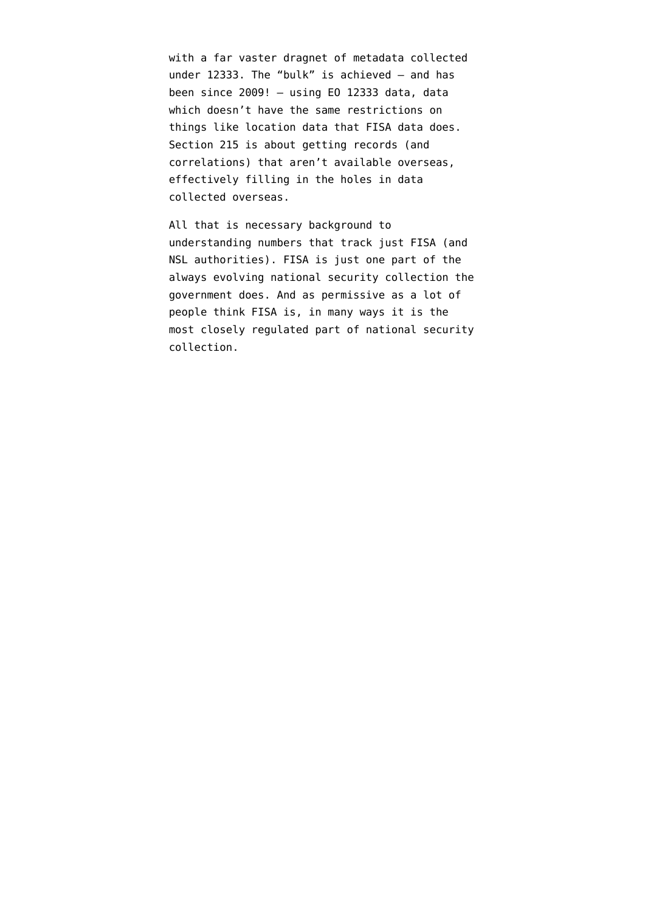with a far vaster dragnet of metadata collected under 12333. The "bulk" is achieved — and has been since 2009! — using EO 12333 data, data which doesn't have the same restrictions on things like location data that FISA data does. Section 215 is about getting records (and correlations) that aren't available overseas, effectively filling in the holes in data collected overseas.

All that is necessary background to understanding numbers that track just FISA (and NSL authorities). FISA is just one part of the always evolving national security collection the government does. And as permissive as a lot of people think FISA is, in many ways it is the most closely regulated part of national security collection.